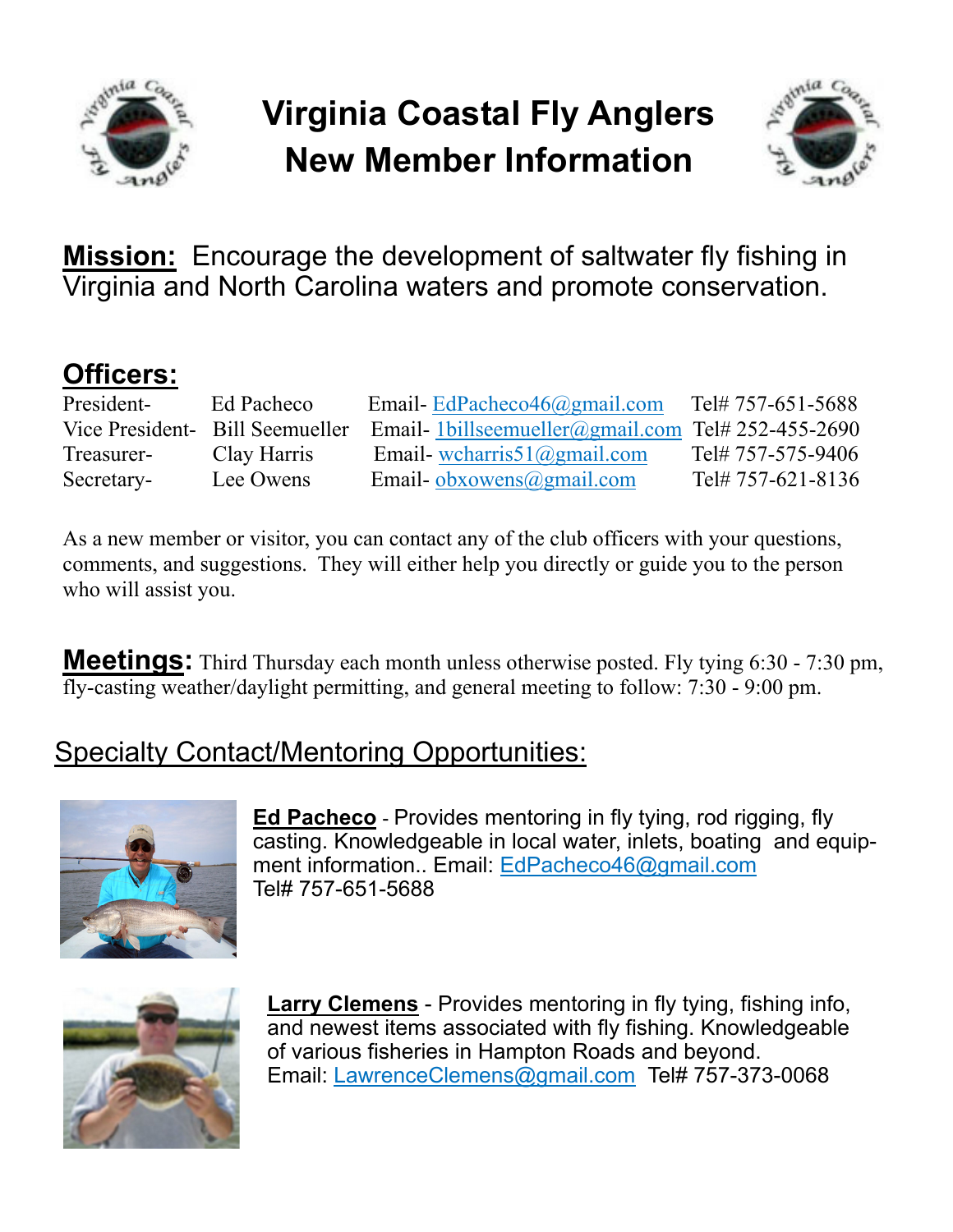# Virginia Coastal Fly Anglers New Member Information

**Mission:** Encourage the development of saltwater fly fishing in Virginia and North Carolina waters and promote conservation.

## Officers:

| | | | |
|---|---|---|---|
| President- | Ed Pacheco | Email- EdPacheco46@gmail.com | Tel# 757-651-5688 |
| Vice President- | Bill Seemueller | Email- 1billseemueller@gmail.com | Tel# 252-455-2690 |
| Treasurer- | Clay Harris | Email- wcharris51@gmail.com | Tel# 757-575-9406 |
| Secretary- | Lee Owens | Email- obxowens@gmail.com | Tel# 757-621-8136 |

As a new member or visitor, you can contact any of the club officers with your questions, comments, and suggestions. They will either help you directly or guide you to the person who will assist you.

**Meetings:** Third Thursday each month unless otherwise posted. Fly tying 6:30 - 7:30 pm, fly-casting weather/daylight permitting, and general meeting to follow: 7:30 - 9:00 pm.

## Specialty Contact/Mentoring Opportunities:

**Ed Pacheco** - Provides mentoring in fly tying, rod rigging, fly casting. Knowledgeable in local water, inlets, boating and equipment information.. Email: EdPacheco46@gmail.com
Tel# 757-651-5688

**Larry Clemens** - Provides mentoring in fly tying, fishing info, and newest items associated with fly fishing. Knowledgeable of various fisheries in Hampton Roads and beyond.
Email: LawrenceClemens@gmail.com Tel# 757-373-0068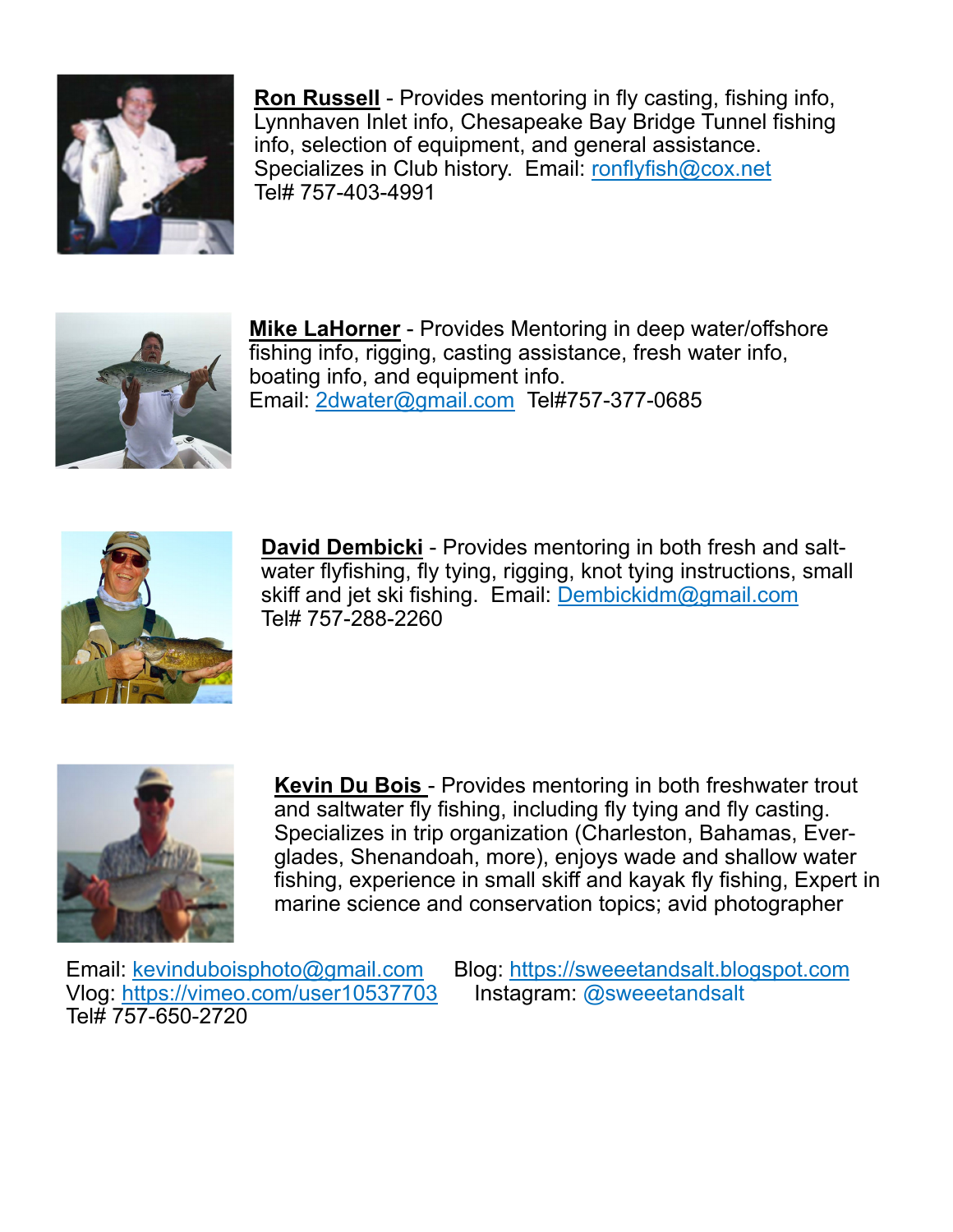**Ron Russell** - Provides mentoring in fly casting, fishing info, Lynnhaven Inlet info, Chesapeake Bay Bridge Tunnel fishing info, selection of equipment, and general assistance. Specializes in Club history. Email: ronflyfish@cox.net
Tel# 757-403-4991

**Mike LaHorner** - Provides Mentoring in deep water/offshore fishing info, rigging, casting assistance, fresh water info, boating info, and equipment info.
Email: 2dwater@gmail.com Tel#757-377-0685

**David Dembicki** - Provides mentoring in both fresh and salt-water flyfishing, fly tying, rigging, knot tying instructions, small skiff and jet ski fishing. Email: Dembickidm@gmail.com
Tel# 757-288-2260

**Kevin Du Bois** - Provides mentoring in both freshwater trout and saltwater fly fishing, including fly tying and fly casting. Specializes in trip organization (Charleston, Bahamas, Ever-glades, Shenandoah, more), enjoys wade and shallow water fishing, experience in small skiff and kayak fly fishing, Expert in marine science and conservation topics; avid photographer

Email: kevinduboisphoto@gmail.com Blog: https://sweeetandsalt.blogspot.com
Vlog: https://vimeo.com/user10537703 Instagram: @sweeetandsalt
Tel# 757-650-2720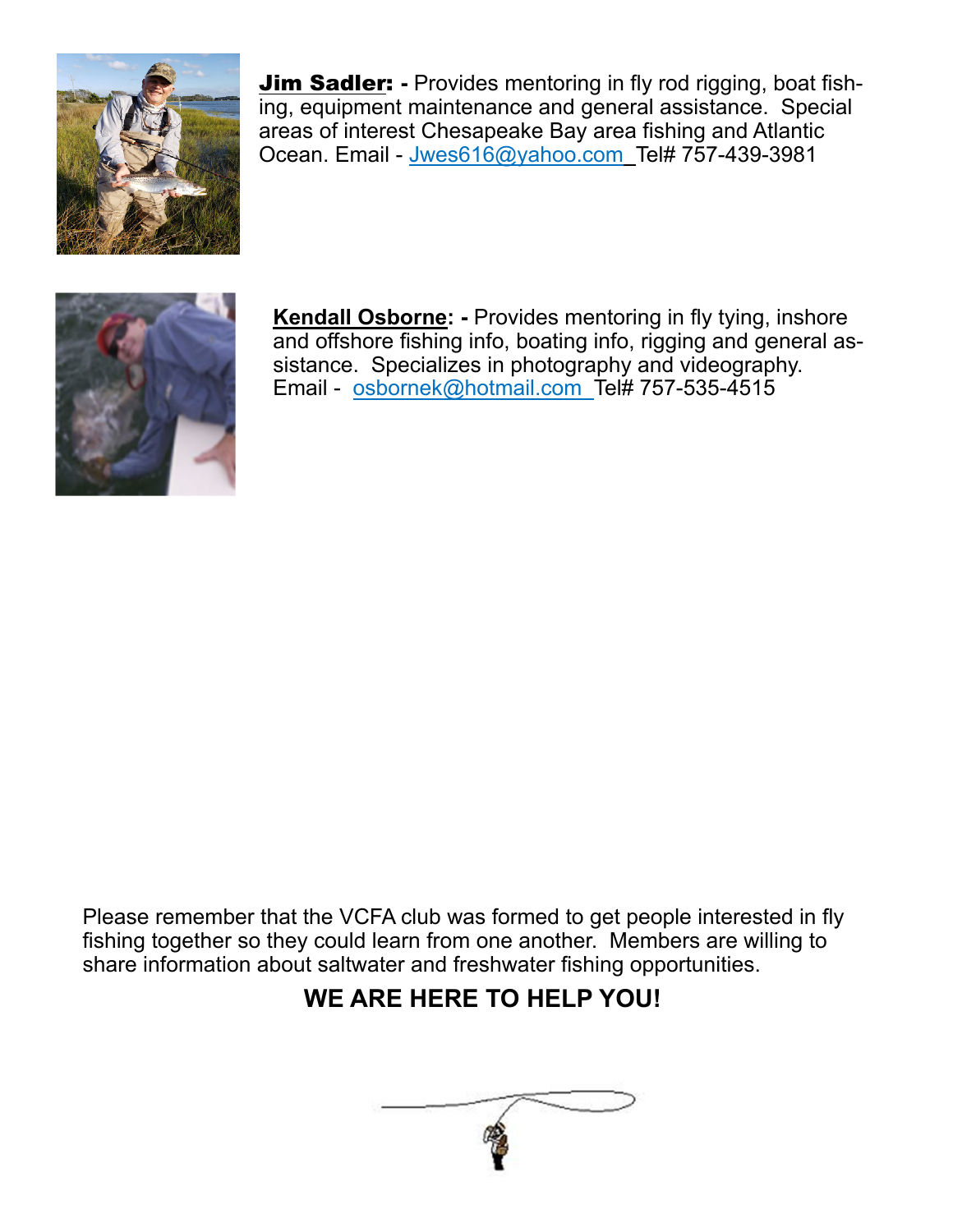**Jim Sadler: -** Provides mentoring in fly rod rigging, boat fishing, equipment maintenance and general assistance. Special areas of interest Chesapeake Bay area fishing and Atlantic Ocean. Email - Jwes616@yahoo.com Tel# 757-439-3981

**Kendall Osborne: -** Provides mentoring in fly tying, inshore and offshore fishing info, boating info, rigging and general assistance. Specializes in photography and videography. Email - osbornek@hotmail.com Tel# 757-535-4515

Please remember that the VCFA club was formed to get people interested in fly fishing together so they could learn from one another. Members are willing to share information about saltwater and freshwater fishing opportunities.

**WE ARE HERE TO HELP YOU!**